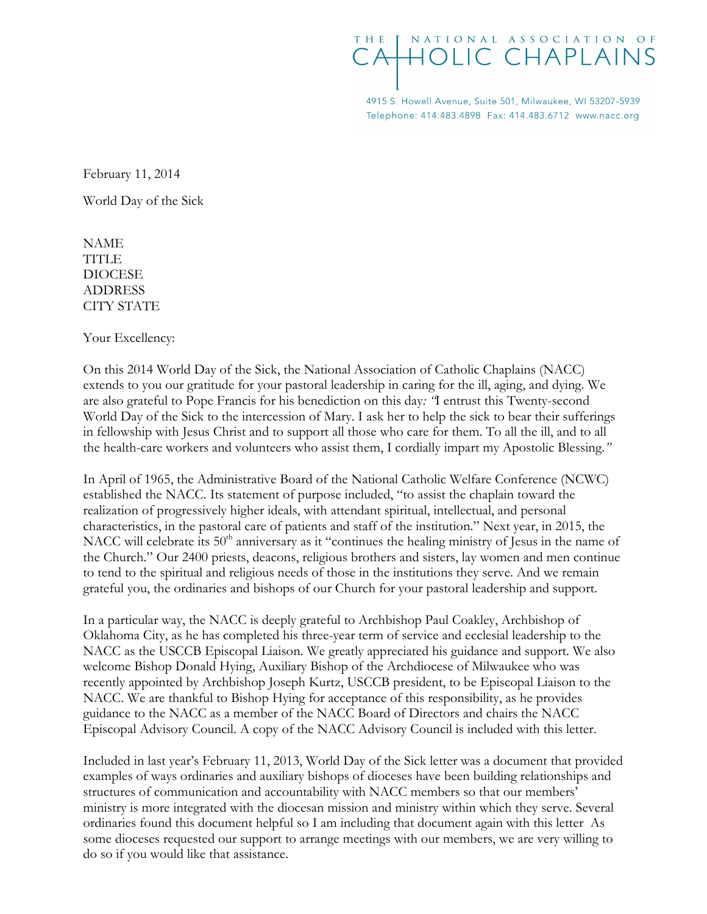THE NATIONAL ASSOCIATION OF CATHOLIC CHAPLAINS

4915 S. Howell Avenue, Suite 501, Milwaukee, WI 53207-5939
Telephone: 414.483.4898 Fax: 414.483.6712 www.nacc.org

February 11, 2014

World Day of the Sick

NAME
TITLE
DIOCESE
ADDRESS
CITY STATE

Your Excellency:

On this 2014 World Day of the Sick, the National Association of Catholic Chaplains (NACC) extends to you our gratitude for your pastoral leadership in caring for the ill, aging, and dying. We are also grateful to Pope Francis for his benediction on this day*: "*I entrust this Twenty-second World Day of the Sick to the intercession of Mary. I ask her to help the sick to bear their sufferings in fellowship with Jesus Christ and to support all those who care for them. To all the ill, and to all the health-care workers and volunteers who assist them, I cordially impart my Apostolic Blessing*."*

In April of 1965, the Administrative Board of the National Catholic Welfare Conference (NCWC) established the NACC. Its statement of purpose included, "to assist the chaplain toward the realization of progressively higher ideals, with attendant spiritual, intellectual, and personal characteristics, in the pastoral care of patients and staff of the institution." Next year, in 2015, the NACC will celebrate its 50th anniversary as it "continues the healing ministry of Jesus in the name of the Church." Our 2400 priests, deacons, religious brothers and sisters, lay women and men continue to tend to the spiritual and religious needs of those in the institutions they serve. And we remain grateful you, the ordinaries and bishops of our Church for your pastoral leadership and support.

In a particular way, the NACC is deeply grateful to Archbishop Paul Coakley, Archbishop of Oklahoma City, as he has completed his three-year term of service and ecclesial leadership to the NACC as the USCCB Episcopal Liaison. We greatly appreciated his guidance and support. We also welcome Bishop Donald Hying, Auxiliary Bishop of the Archdiocese of Milwaukee who was recently appointed by Archbishop Joseph Kurtz, USCCB president, to be Episcopal Liaison to the NACC. We are thankful to Bishop Hying for acceptance of this responsibility, as he provides guidance to the NACC as a member of the NACC Board of Directors and chairs the NACC Episcopal Advisory Council. A copy of the NACC Advisory Council is included with this letter.

Included in last year's February 11, 2013, World Day of the Sick letter was a document that provided examples of ways ordinaries and auxiliary bishops of dioceses have been building relationships and structures of communication and accountability with NACC members so that our members' ministry is more integrated with the diocesan mission and ministry within which they serve. Several ordinaries found this document helpful so I am including that document again with this letter As some dioceses requested our support to arrange meetings with our members, we are very willing to do so if you would like that assistance.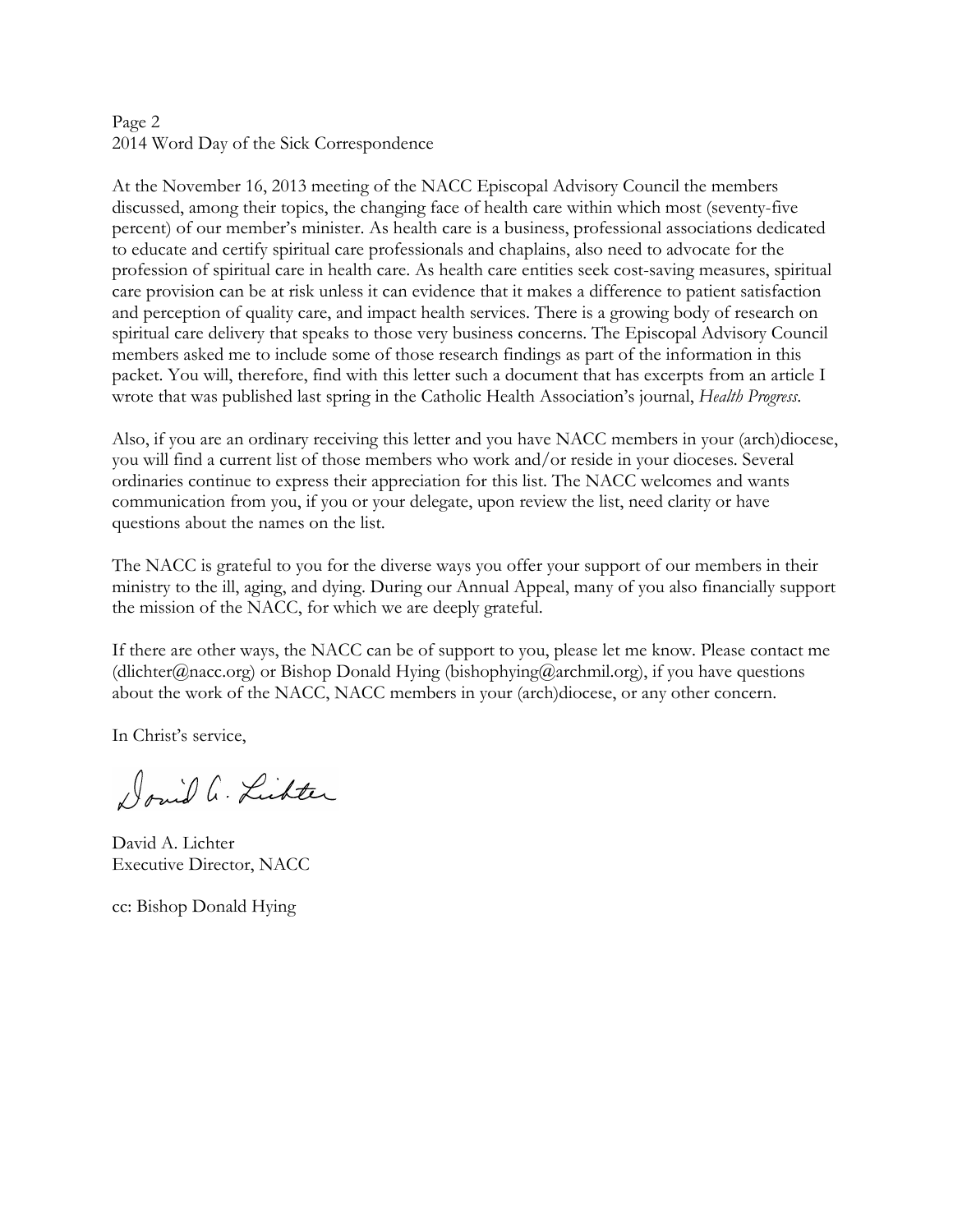At the November 16, 2013 meeting of the NACC Episcopal Advisory Council the members discussed, among their topics, the changing face of health care within which most (seventy-five percent) of our member's minister. As health care is a business, professional associations dedicated to educate and certify spiritual care professionals and chaplains, also need to advocate for the profession of spiritual care in health care. As health care entities seek cost-saving measures, spiritual care provision can be at risk unless it can evidence that it makes a difference to patient satisfaction and perception of quality care, and impact health services. There is a growing body of research on spiritual care delivery that speaks to those very business concerns. The Episcopal Advisory Council members asked me to include some of those research findings as part of the information in this packet. You will, therefore, find with this letter such a document that has excerpts from an article I wrote that was published last spring in the Catholic Health Association's journal, *Health Progress*.

Also, if you are an ordinary receiving this letter and you have NACC members in your (arch)diocese, you will find a current list of those members who work and/or reside in your dioceses. Several ordinaries continue to express their appreciation for this list. The NACC welcomes and wants communication from you, if you or your delegate, upon review the list, need clarity or have questions about the names on the list.

The NACC is grateful to you for the diverse ways you offer your support of our members in their ministry to the ill, aging, and dying. During our Annual Appeal, many of you also financially support the mission of the NACC, for which we are deeply grateful.

If there are other ways, the NACC can be of support to you, please let me know. Please contact me (dlichter@nacc.org) or Bishop Donald Hying (bishophying@archmil.org), if you have questions about the work of the NACC, NACC members in your (arch)diocese, or any other concern.

In Christ's service,

David A. Lichter

David A. Lichter
Executive Director, NACC

cc: Bishop Donald Hying